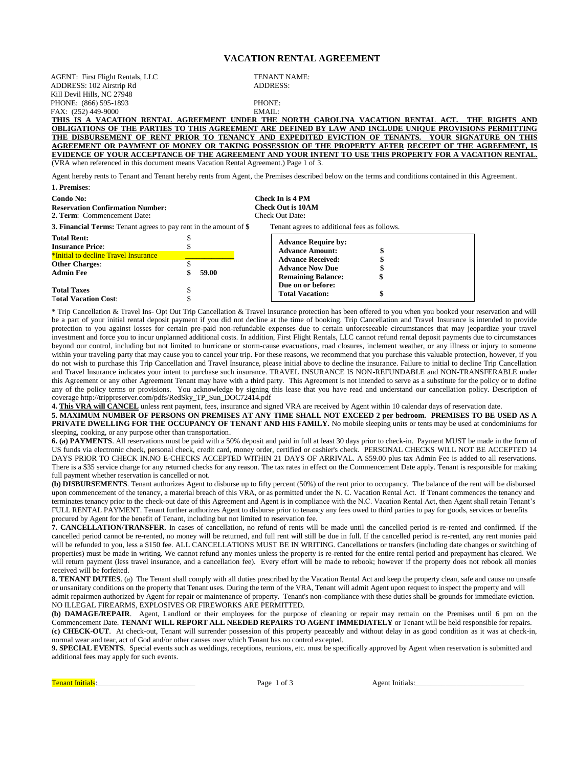# VACATION RENTAL AGREEMENT

AGENT: First Flight Rentals, LLC
ADDRESS: 102 Airstrip Rd
Kill Devil Hills, NC 27948
PHONE: (866) 595-1893
FAX: (252) 449-9000

TENANT NAME:
ADDRESS:

PHONE:
EMAIL:

**THIS IS A VACATION RENTAL AGREEMENT UNDER THE NORTH CAROLINA VACATION RENTAL ACT. THE RIGHTS AND OBLIGATIONS OF THE PARTIES TO THIS AGREEMENT ARE DEFINED BY LAW AND INCLUDE UNIQUE PROVISIONS PERMITTING THE DISBURSEMENT OF RENT PRIOR TO TENANCY AND EXPEDITED EVICTION OF TENANTS. YOUR SIGNATURE ON THIS AGREEMENT OR PAYMENT OF MONEY OR TAKING POSSESSION OF THE PROPERTY AFTER RECEIPT OF THE AGREEMENT, IS EVIDENCE OF YOUR ACCEPTANCE OF THE AGREEMENT AND YOUR INTENT TO USE THIS PROPERTY FOR A VACATION RENTAL.**
(VRA when referenced in this document means Vacation Rental Agreement.) Page 1 of 3.

Agent hereby rents to Tenant and Tenant hereby rents from Agent, the Premises described below on the terms and conditions contained in this Agreement.

**1. Premises**:

**Condo No:**
**Reservation Confirmation Number:**
**2. Term**: Commencement Date**:**

**Check In is 4 PM**
**Check Out is 10AM**
Check Out Date**:**

**3. Financial Terms:** Tenant agrees to pay rent in the amount of **$**

Tenant agrees to additional fees as follows.

| | |
|---|---|
| **Total Rent:** | $ |
| **Insurance Price**: | $ |
| *Initial to decline Travel Insurance | ____________ |
| **Other Charges**: | $ |
| **Admin Fee** | **$ 59.00** |
| **Total Taxes** | $ |
| **Total Vacation Cost**: | $ |

| | |
|---|---|
| **Advance Require by:** | |
| **Advance Amount:** | **$** |
| **Advance Received:** | **$** |
| **Advance Now Due** | **$** |
| **Remaining Balance:** | **$** |
| **Due on or before:** | |
| **Total Vacation:** | **$** |

* Trip Cancellation & Travel Ins- Opt Out Trip Cancellation & Travel Insurance protection has been offered to you when you booked your reservation and will be a part of your initial rental deposit payment if you did not decline at the time of booking. Trip Cancellation and Travel Insurance is intended to provide protection to you against losses for certain pre-paid non-refundable expenses due to certain unforeseeable circumstances that may jeopardize your travel investment and force you to incur unplanned additional costs. In addition, First Flight Rentals, LLC cannot refund rental deposit payments due to circumstances beyond our control, including but not limited to hurricane or storm-cause evacuations, road closures, inclement weather, or any illness or injury to someone within your traveling party that may cause you to cancel your trip. For these reasons, we recommend that you purchase this valuable protection, however, if you do not wish to purchase this Trip Cancellation and Travel Insurance, please initial above to decline the insurance. Failure to initial to decline Trip Cancellation and Travel Insurance indicates your intent to purchase such insurance. TRAVEL INSURANCE IS NON-REFUNDABLE and NON-TRANSFERABLE under this Agreement or any other Agreement Tenant may have with a third party. This Agreement is not intended to serve as a substitute for the policy or to define any of the policy terms or provisions. You acknowledge by signing this lease that you have read and understand our cancellation policy. Description of coverage http://trippreserver.com/pdfs/RedSky_TP_Sun_DOC72414.pdf

**4. This VRA will CANCEL** unless rent payment, fees, insurance and signed VRA are received by Agent within 10 calendar days of reservation date.

**5. MAXIMUM NUMBER OF PERSONS ON PREMISES AT ANY TIME SHALL NOT EXCEED 2 per bedroom. PREMISES TO BE USED AS A PRIVATE DWELLING FOR THE OCCUPANCY OF TENANT AND HIS FAMILY.** No mobile sleeping units or tents may be used at condominiums for sleeping, cooking, or any purpose other than transportation.

**6. (a) PAYMENTS**. All reservations must be paid with a 50% deposit and paid in full at least 30 days prior to check-in. Payment MUST be made in the form of US funds via electronic check, personal check, credit card, money order, certified or cashier's check. PERSONAL CHECKS WILL NOT BE ACCEPTED 14 DAYS PRIOR TO CHECK IN.NO E-CHECKS ACCEPTED WITHIN 21 DAYS OF ARRIVAL. A $59.00 plus tax Admin Fee is added to all reservations. There is a $35 service charge for any returned checks for any reason. The tax rates in effect on the Commencement Date apply. Tenant is responsible for making full payment whether reservation is cancelled or not.

**(b) DISBURSEMENTS**. Tenant authorizes Agent to disburse up to fifty percent (50%) of the rent prior to occupancy. The balance of the rent will be disbursed upon commencement of the tenancy, a material breach of this VRA, or as permitted under the N. C. Vacation Rental Act. If Tenant commences the tenancy and terminates tenancy prior to the check-out date of this Agreement and Agent is in compliance with the N.C. Vacation Rental Act, then Agent shall retain Tenant's FULL RENTAL PAYMENT. Tenant further authorizes Agent to disburse prior to tenancy any fees owed to third parties to pay for goods, services or benefits procured by Agent for the benefit of Tenant, including but not limited to reservation fee.

**7. CANCELLATION/TRANSFER**. In cases of cancellation, no refund of rents will be made until the cancelled period is re-rented and confirmed. If the cancelled period cannot be re-rented, no money will be returned, and full rent will still be due in full. If the cancelled period is re-rented, any rent monies paid will be refunded to you, less a $150 fee. ALL CANCELLATIONS MUST BE IN WRITING. Cancellations or transfers (including date changes or switching of properties) must be made in writing. We cannot refund any monies unless the property is re-rented for the entire rental period and prepayment has cleared. We will return payment (less travel insurance, and a cancellation fee). Every effort will be made to rebook; however if the property does not rebook all monies received will be forfeited.

**8. TENANT DUTIES**. (a) The Tenant shall comply with all duties prescribed by the Vacation Rental Act and keep the property clean, safe and cause no unsafe or unsanitary conditions on the property that Tenant uses. During the term of the VRA, Tenant will admit Agent upon request to inspect the property and will admit repairmen authorized by Agent for repair or maintenance of property. Tenant's non-compliance with these duties shall be grounds for immediate eviction. NO ILLEGAL FIREARMS, EXPLOSIVES OR FIREWORKS ARE PERMITTED.

**(b) DAMAGE/REPAIR**. Agent, Landlord or their employees for the purpose of cleaning or repair may remain on the Premises until 6 pm on the Commencement Date. **TENANT WILL REPORT ALL NEEDED REPAIRS TO AGENT IMMEDIATELY** or Tenant will be held responsible for repairs.

(**c) CHECK-OUT**. At check-out, Tenant will surrender possession of this property peaceably and without delay in as good condition as it was at check-in, normal wear and tear, act of God and/or other causes over which Tenant has no control excepted.

**9. SPECIAL EVENTS**. Special events such as weddings, receptions, reunions, etc. must be specifically approved by Agent when reservation is submitted and additional fees may apply for such events.

Tenant Initials:_________________________ Agent Initials:____________________________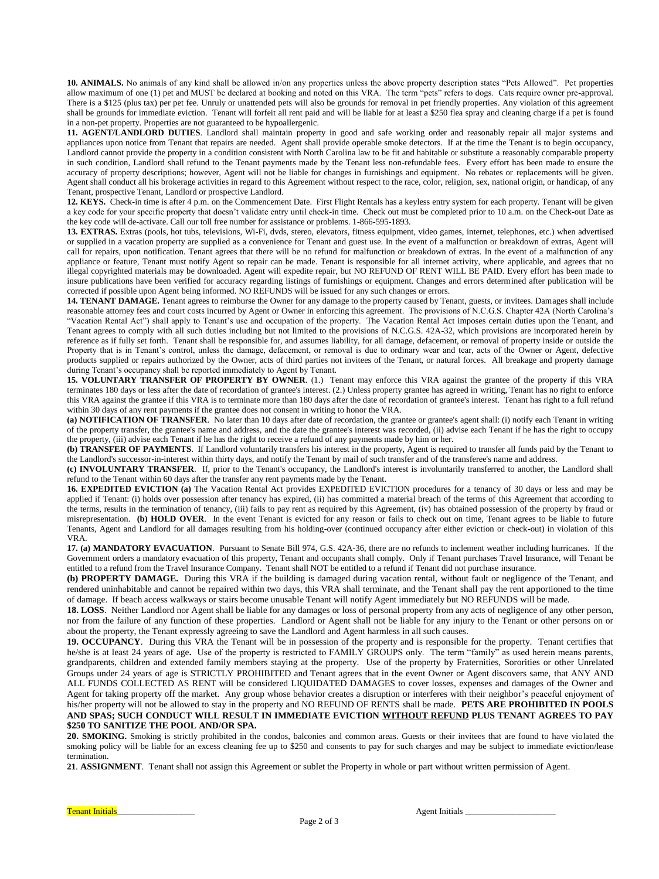**10. ANIMALS.** No animals of any kind shall be allowed in/on any properties unless the above property description states "Pets Allowed". Pet properties allow maximum of one (1) pet and MUST be declared at booking and noted on this VRA. The term "pets" refers to dogs. Cats require owner pre-approval. There is a $125 (plus tax) per pet fee. Unruly or unattended pets will also be grounds for removal in pet friendly properties. Any violation of this agreement shall be grounds for immediate eviction. Tenant will forfeit all rent paid and will be liable for at least a $250 flea spray and cleaning charge if a pet is found in a non-pet property. Properties are not guaranteed to be hypoallergenic.

**11. AGENT/LANDLORD DUTIES**. Landlord shall maintain property in good and safe working order and reasonably repair all major systems and appliances upon notice from Tenant that repairs are needed. Agent shall provide operable smoke detectors. If at the time the Tenant is to begin occupancy, Landlord cannot provide the property in a condition consistent with North Carolina law to be fit and habitable or substitute a reasonably comparable property in such condition, Landlord shall refund to the Tenant payments made by the Tenant less non-refundable fees. Every effort has been made to ensure the accuracy of property descriptions; however, Agent will not be liable for changes in furnishings and equipment. No rebates or replacements will be given. Agent shall conduct all his brokerage activities in regard to this Agreement without respect to the race, color, religion, sex, national origin, or handicap, of any Tenant, prospective Tenant, Landlord or prospective Landlord.

**12. KEYS.** Check-in time is after 4 p.m. on the Commencement Date. First Flight Rentals has a keyless entry system for each property. Tenant will be given a key code for your specific property that doesn't validate entry until check-in time. Check out must be completed prior to 10 a.m. on the Check-out Date as the key code will de-activate. Call our toll free number for assistance or problems. 1-866-595-1893.

**13. EXTRAS.** Extras (pools, hot tubs, televisions, Wi-Fi, dvds, stereo, elevators, fitness equipment, video games, internet, telephones, etc.) when advertised or supplied in a vacation property are supplied as a convenience for Tenant and guest use. In the event of a malfunction or breakdown of extras, Agent will call for repairs, upon notification. Tenant agrees that there will be no refund for malfunction or breakdown of extras. In the event of a malfunction of any appliance or feature, Tenant must notify Agent so repair can be made. Tenant is responsible for all internet activity, where applicable, and agrees that no illegal copyrighted materials may be downloaded. Agent will expedite repair, but NO REFUND OF RENT WILL BE PAID. Every effort has been made to insure publications have been verified for accuracy regarding listings of furnishings or equipment. Changes and errors determined after publication will be corrected if possible upon Agent being informed. NO REFUNDS will be issued for any such changes or errors.

**14. TENANT DAMAGE.** Tenant agrees to reimburse the Owner for any damage to the property caused by Tenant, guests, or invitees. Damages shall include reasonable attorney fees and court costs incurred by Agent or Owner in enforcing this agreement. The provisions of N.C.G.S. Chapter 42A (North Carolina's "Vacation Rental Act") shall apply to Tenant's use and occupation of the property. The Vacation Rental Act imposes certain duties upon the Tenant, and Tenant agrees to comply with all such duties including but not limited to the provisions of N.C.G.S. 42A-32, which provisions are incorporated herein by reference as if fully set forth. Tenant shall be responsible for, and assumes liability, for all damage, defacement, or removal of property inside or outside the Property that is in Tenant's control, unless the damage, defacement, or removal is due to ordinary wear and tear, acts of the Owner or Agent, defective products supplied or repairs authorized by the Owner, acts of third parties not invitees of the Tenant, or natural forces. All breakage and property damage during Tenant's occupancy shall be reported immediately to Agent by Tenant.

**15. VOLUNTARY TRANSFER OF PROPERTY BY OWNER**. (1.) Tenant may enforce this VRA against the grantee of the property if this VRA terminates 180 days or less after the date of recordation of grantee's interest. (2.) Unless property grantee has agreed in writing, Tenant has no right to enforce this VRA against the grantee if this VRA is to terminate more than 180 days after the date of recordation of grantee's interest. Tenant has right to a full refund within 30 days of any rent payments if the grantee does not consent in writing to honor the VRA.

**(a) NOTIFICATION OF TRANSFER**. No later than 10 days after date of recordation, the grantee or grantee's agent shall: (i) notify each Tenant in writing of the property transfer, the grantee's name and address, and the date the grantee's interest was recorded, (ii) advise each Tenant if he has the right to occupy the property, (iii) advise each Tenant if he has the right to receive a refund of any payments made by him or her.

**(b) TRANSFER OF PAYMENTS**. If Landlord voluntarily transfers his interest in the property, Agent is required to transfer all funds paid by the Tenant to the Landlord's successor-in-interest within thirty days, and notify the Tenant by mail of such transfer and of the transferee's name and address.

**(c) INVOLUNTARY TRANSFER**. If, prior to the Tenant's occupancy, the Landlord's interest is involuntarily transferred to another, the Landlord shall refund to the Tenant within 60 days after the transfer any rent payments made by the Tenant.

**16. EXPEDITED EVICTION (a)** The Vacation Rental Act provides EXPEDITED EVICTION procedures for a tenancy of 30 days or less and may be applied if Tenant: (i) holds over possession after tenancy has expired, (ii) has committed a material breach of the terms of this Agreement that according to the terms, results in the termination of tenancy, (iii) fails to pay rent as required by this Agreement, (iv) has obtained possession of the property by fraud or misrepresentation. **(b) HOLD OVER**. In the event Tenant is evicted for any reason or fails to check out on time, Tenant agrees to be liable to future Tenants, Agent and Landlord for all damages resulting from his holding-over (continued occupancy after either eviction or check-out) in violation of this VRA.

**17. (a) MANDATORY EVACUATION**. Pursuant to Senate Bill 974, G.S. 42A-36, there are no refunds to inclement weather including hurricanes. If the Government orders a mandatory evacuation of this property, Tenant and occupants shall comply. Only if Tenant purchases Travel Insurance, will Tenant be entitled to a refund from the Travel Insurance Company. Tenant shall NOT be entitled to a refund if Tenant did not purchase insurance.

**(b) PROPERTY DAMAGE.** During this VRA if the building is damaged during vacation rental, without fault or negligence of the Tenant, and rendered uninhabitable and cannot be repaired within two days, this VRA shall terminate, and the Tenant shall pay the rent apportioned to the time of damage. If beach access walkways or stairs become unusable Tenant will notify Agent immediately but NO REFUNDS will be made.

**18. LOSS**. Neither Landlord nor Agent shall be liable for any damages or loss of personal property from any acts of negligence of any other person, nor from the failure of any function of these properties. Landlord or Agent shall not be liable for any injury to the Tenant or other persons on or about the property, the Tenant expressly agreeing to save the Landlord and Agent harmless in all such causes.

**19. OCCUPANCY**. During this VRA the Tenant will be in possession of the property and is responsible for the property. Tenant certifies that he/she is at least 24 years of age**.** Use of the property is restricted to FAMILY GROUPS only. The term "family" as used herein means parents, grandparents, children and extended family members staying at the property. Use of the property by Fraternities, Sororities or other Unrelated Groups under 24 years of age is STRICTLY PROHIBITED and Tenant agrees that in the event Owner or Agent discovers same, that ANY AND ALL FUNDS COLLECTED AS RENT will be considered LIQUIDATED DAMAGES to cover losses, expenses and damages of the Owner and Agent for taking property off the market. Any group whose behavior creates a disruption or interferes with their neighbor's peaceful enjoyment of his/her property will not be allowed to stay in the property and NO REFUND OF RENTS shall be made. **PETS ARE PROHIBITED IN POOLS AND SPAS; SUCH CONDUCT WILL RESULT IN IMMEDIATE EVICTION <u>WITHOUT REFUND</u> PLUS TENANT AGREES TO PAY $250 TO SANITIZE THE POOL AND/OR SPA.**

**20. SMOKING.** Smoking is strictly prohibited in the condos, balconies and common areas. Guests or their invitees that are found to have violated the smoking policy will be liable for an excess cleaning fee up to $250 and consents to pay for such charges and may be subject to immediate eviction/lease termination.

**21**. **ASSIGNMENT**. Tenant shall not assign this Agreement or sublet the Property in whole or part without written permission of Agent.

Tenant Initials_________________ Agent Initials ____________________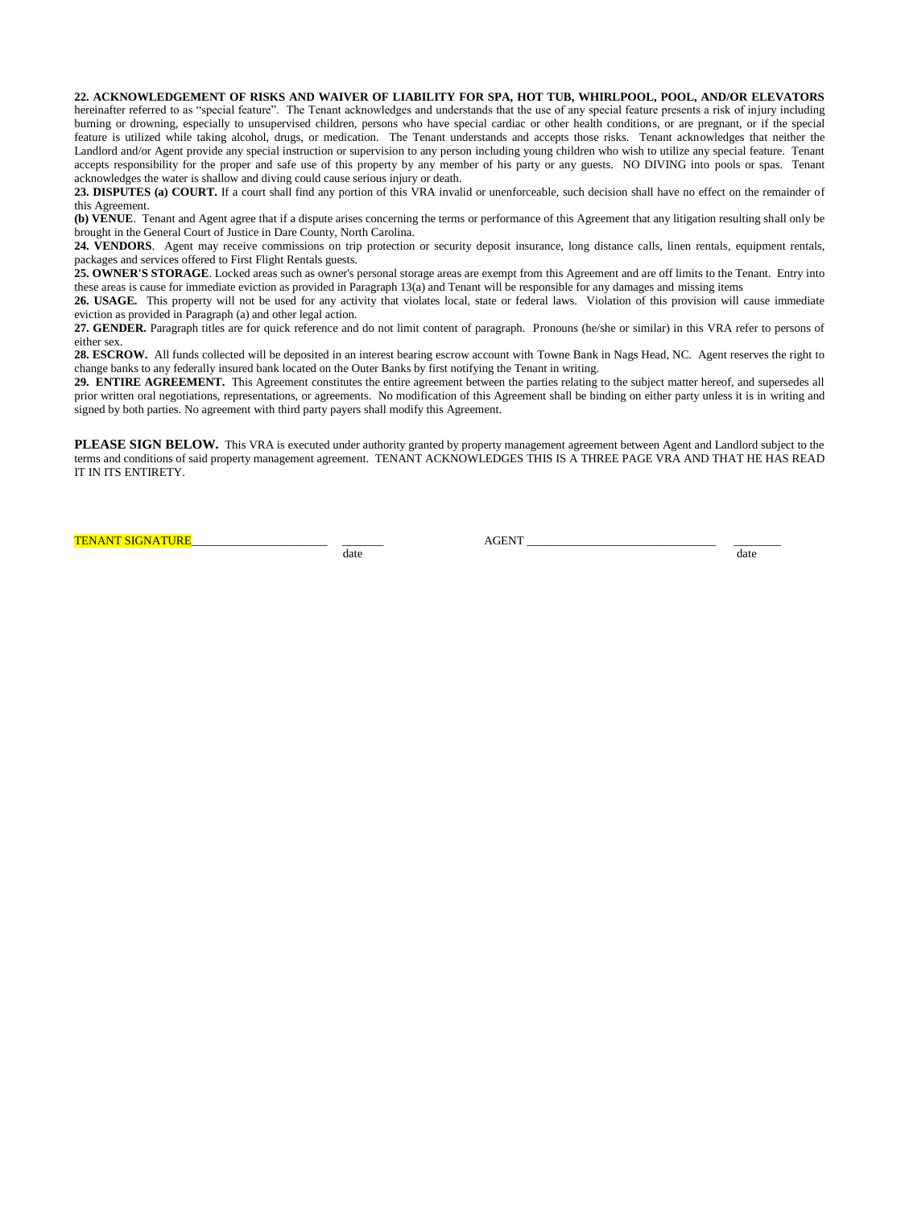**22. ACKNOWLEDGEMENT OF RISKS AND WAIVER OF LIABILITY FOR SPA, HOT TUB, WHIRLPOOL, POOL, AND/OR ELEVATORS** hereinafter referred to as "special feature". The Tenant acknowledges and understands that the use of any special feature presents a risk of injury including burning or drowning, especially to unsupervised children, persons who have special cardiac or other health conditions, or are pregnant, or if the special feature is utilized while taking alcohol, drugs, or medication. The Tenant understands and accepts those risks. Tenant acknowledges that neither the Landlord and/or Agent provide any special instruction or supervision to any person including young children who wish to utilize any special feature. Tenant accepts responsibility for the proper and safe use of this property by any member of his party or any guests. NO DIVING into pools or spas. Tenant acknowledges the water is shallow and diving could cause serious injury or death.

**23. DISPUTES (a) COURT.** If a court shall find any portion of this VRA invalid or unenforceable, such decision shall have no effect on the remainder of this Agreement.

**(b) VENUE**. Tenant and Agent agree that if a dispute arises concerning the terms or performance of this Agreement that any litigation resulting shall only be brought in the General Court of Justice in Dare County, North Carolina.

**24. VENDORS**. Agent may receive commissions on trip protection or security deposit insurance, long distance calls, linen rentals, equipment rentals, packages and services offered to First Flight Rentals guests.

**25. OWNER'S STORAGE**. Locked areas such as owner's personal storage areas are exempt from this Agreement and are off limits to the Tenant. Entry into these areas is cause for immediate eviction as provided in Paragraph 13(a) and Tenant will be responsible for any damages and missing items

**26. USAGE.** This property will not be used for any activity that violates local, state or federal laws. Violation of this provision will cause immediate eviction as provided in Paragraph (a) and other legal action.

**27. GENDER.** Paragraph titles are for quick reference and do not limit content of paragraph. Pronouns (he/she or similar) in this VRA refer to persons of either sex.

**28. ESCROW.** All funds collected will be deposited in an interest bearing escrow account with Towne Bank in Nags Head, NC. Agent reserves the right to change banks to any federally insured bank located on the Outer Banks by first notifying the Tenant in writing.

**29. ENTIRE AGREEMENT.** This Agreement constitutes the entire agreement between the parties relating to the subject matter hereof, and supersedes all prior written oral negotiations, representations, or agreements. No modification of this Agreement shall be binding on either party unless it is in writing and signed by both parties. No agreement with third party payers shall modify this Agreement.

**PLEASE SIGN BELOW.** This VRA is executed under authority granted by property management agreement between Agent and Landlord subject to the terms and conditions of said property management agreement. TENANT ACKNOWLEDGES THIS IS A THREE PAGE VRA AND THAT HE HAS READ IT IN ITS ENTIRETY.

TENANT SIGNATURE______________________ _______ AGENT ______________________________ ________
date date